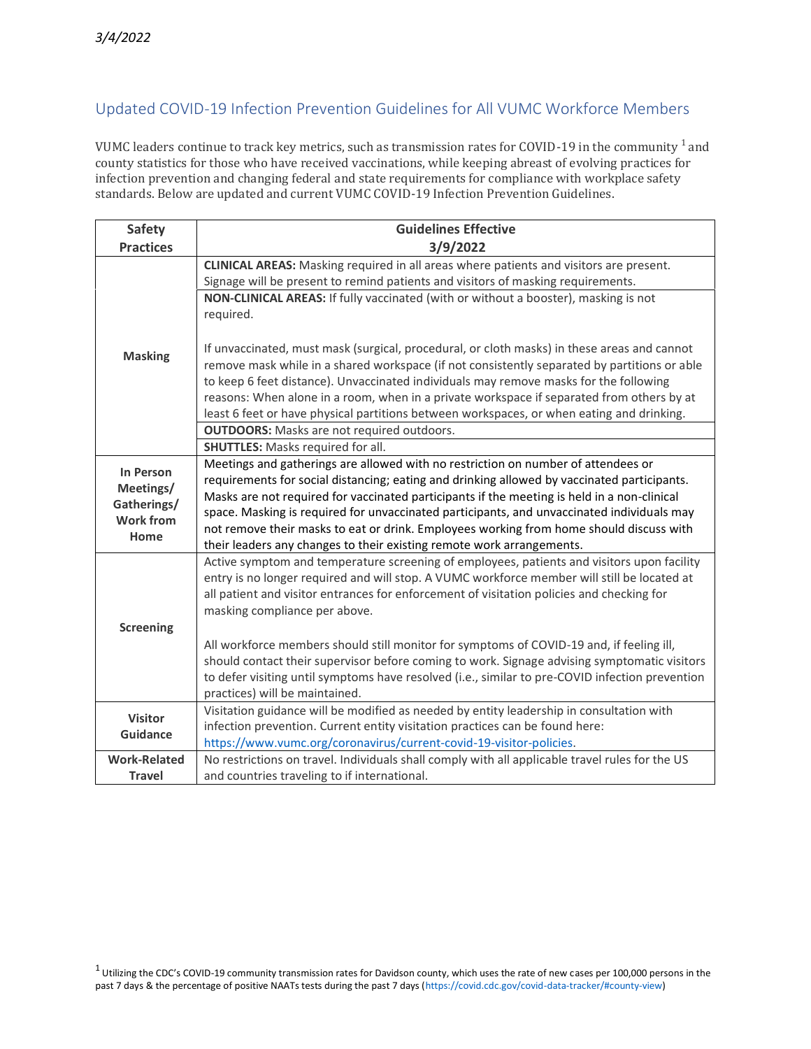*3/4/2022*

## Updated COVID-19 Infection Prevention Guidelines for All VUMC Workforce Members

VUMC leaders continue to track key metrics, such as transmission rates for COVID-19 in the community [1] and county statistics for those who have received vaccinations, while keeping abreast of evolving practices for infection prevention and changing federal and state requirements for compliance with workplace safety standards. Below are updated and current VUMC COVID-19 Infection Prevention Guidelines.

| Safety Practices | Guidelines Effective 3/9/2022 |
|---|---|
| **Masking** | **CLINICAL AREAS:** Masking required in all areas where patients and visitors are present. Signage will be present to remind patients and visitors of masking requirements. |
| | **NON-CLINICAL AREAS:** If fully vaccinated (with or without a booster), masking is not required.<br><br>If unvaccinated, must mask (surgical, procedural, or cloth masks) in these areas and cannot remove mask while in a shared workspace (if not consistently separated by partitions or able to keep 6 feet distance). Unvaccinated individuals may remove masks for the following reasons: When alone in a room, when in a private workspace if separated from others by at least 6 feet or have physical partitions between workspaces, or when eating and drinking. |
| | **OUTDOORS:** Masks are not required outdoors. |
| | **SHUTTLES:** Masks required for all. |
| **In Person Meetings/ Gatherings/ Work from Home** | Meetings and gatherings are allowed with no restriction on number of attendees or requirements for social distancing; eating and drinking allowed by vaccinated participants. Masks are not required for vaccinated participants if the meeting is held in a non-clinical space. Masking is required for unvaccinated participants, and unvaccinated individuals may not remove their masks to eat or drink. Employees working from home should discuss with their leaders any changes to their existing remote work arrangements. |
| **Screening** | Active symptom and temperature screening of employees, patients and visitors upon facility entry is no longer required and will stop. A VUMC workforce member will still be located at all patient and visitor entrances for enforcement of visitation policies and checking for masking compliance per above.<br><br>All workforce members should still monitor for symptoms of COVID-19 and, if feeling ill, should contact their supervisor before coming to work. Signage advising symptomatic visitors to defer visiting until symptoms have resolved (i.e., similar to pre-COVID infection prevention practices) will be maintained. |
| **Visitor Guidance** | Visitation guidance will be modified as needed by entity leadership in consultation with infection prevention. Current entity visitation practices can be found here: https://www.vumc.org/coronavirus/current-covid-19-visitor-policies. |
| **Work-Related Travel** | No restrictions on travel. Individuals shall comply with all applicable travel rules for the US and countries traveling to if international. |

[1] Utilizing the CDC's COVID-19 community transmission rates for Davidson county, which uses the rate of new cases per 100,000 persons in the past 7 days & the percentage of positive NAATs tests during the past 7 days (https://covid.cdc.gov/covid-data-tracker/#county-view)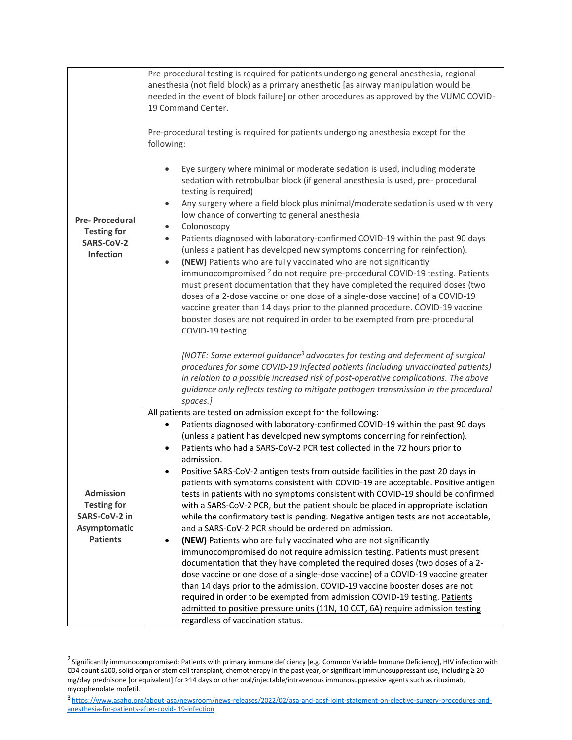| | |
|---|---|
| **Pre- Procedural Testing for SARS-CoV-2 Infection** | Pre-procedural testing is required for patients undergoing general anesthesia, regional anesthesia (not field block) as a primary anesthetic [as airway manipulation would be needed in the event of block failure] or other procedures as approved by the VUMC COVID-19 Command Center.<br><br>Pre-procedural testing is required for patients undergoing anesthesia except for the following:<br><br>• Eye surgery where minimal or moderate sedation is used, including moderate sedation with retrobulbar block (if general anesthesia is used, pre- procedural testing is required)<br>• Any surgery where a field block plus minimal/moderate sedation is used with very low chance of converting to general anesthesia<br>• Colonoscopy<br>• Patients diagnosed with laboratory-confirmed COVID-19 within the past 90 days (unless a patient has developed new symptoms concerning for reinfection).<br>• **(NEW)** Patients who are fully vaccinated who are not significantly immunocompromised [2] do not require pre-procedural COVID-19 testing. Patients must present documentation that they have completed the required doses (two doses of a 2-dose vaccine or one dose of a single-dose vaccine) of a COVID-19 vaccine greater than 14 days prior to the planned procedure. COVID-19 vaccine booster doses are not required in order to be exempted from pre-procedural COVID-19 testing.<br><br>*[NOTE: Some external guidance[3] advocates for testing and deferment of surgical procedures for some COVID-19 infected patients (including unvaccinated patients) in relation to a possible increased risk of post-operative complications. The above guidance only reflects testing to mitigate pathogen transmission in the procedural spaces.]* |
| **Admission Testing for SARS-CoV-2 in Asymptomatic Patients** | All patients are tested on admission except for the following:<br>• Patients diagnosed with laboratory-confirmed COVID-19 within the past 90 days (unless a patient has developed new symptoms concerning for reinfection).<br>• Patients who had a SARS-CoV-2 PCR test collected in the 72 hours prior to admission.<br>• Positive SARS-CoV-2 antigen tests from outside facilities in the past 20 days in patients with symptoms consistent with COVID-19 are acceptable. Positive antigen tests in patients with no symptoms consistent with COVID-19 should be confirmed with a SARS-CoV-2 PCR, but the patient should be placed in appropriate isolation while the confirmatory test is pending. Negative antigen tests are not acceptable, and a SARS-CoV-2 PCR should be ordered on admission.<br>• **(NEW)** Patients who are fully vaccinated who are not significantly immunocompromised do not require admission testing. Patients must present documentation that they have completed the required doses (two doses of a 2-dose vaccine or one dose of a single-dose vaccine) of a COVID-19 vaccine greater than 14 days prior to the admission. COVID-19 vaccine booster doses are not required in order to be exempted from admission COVID-19 testing. <u>Patients admitted to positive pressure units (11N, 10 CCT, 6A) require admission testing regardless of vaccination status.</u> |

[2] Significantly immunocompromised: Patients with primary immune deficiency [e.g. Common Variable Immune Deficiency], HIV infection with CD4 count ≤200, solid organ or stem cell transplant, chemotherapy in the past year, or significant immunosuppressant use, including ≥ 20 mg/day prednisone [or equivalent] for ≥14 days or other oral/injectable/intravenous immunosuppressive agents such as rituximab, mycophenolate mofetil.

[3] https://www.asahq.org/about-asa/newsroom/news-releases/2022/02/asa-and-apsf-joint-statement-on-elective-surgery-procedures-and-anesthesia-for-patients-after-covid- 19-infection